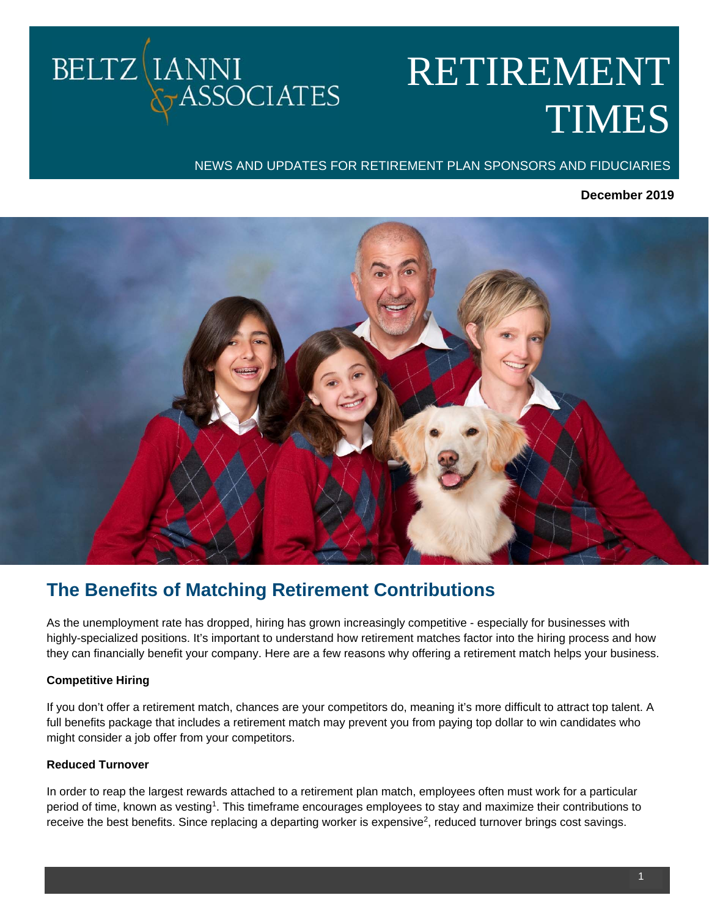BELTZ IANNI & ASSOCIATES

# RETIREMENT TIMES

NEWS AND UPDATES FOR RETIREMENT PLAN SPONSORS AND FIDUCIARIES

**December 2019**

## The Benefits of Matching Retirement Contributions

As the unemployment rate has dropped, hiring has grown increasingly competitive - especially for businesses with highly-specialized positions. It's important to understand how retirement matches factor into the hiring process and how they can financially benefit your company. Here are a few reasons why offering a retirement match helps your business.

**Competitive Hiring**

If you don't offer a retirement match, chances are your competitors do, meaning it's more difficult to attract top talent. A full benefits package that includes a retirement match may prevent you from paying top dollar to win candidates who might consider a job offer from your competitors.

**Reduced Turnover**

In order to reap the largest rewards attached to a retirement plan match, employees often must work for a particular period of time, known as vesting[1]. This timeframe encourages employees to stay and maximize their contributions to receive the best benefits. Since replacing a departing worker is expensive[2], reduced turnover brings cost savings.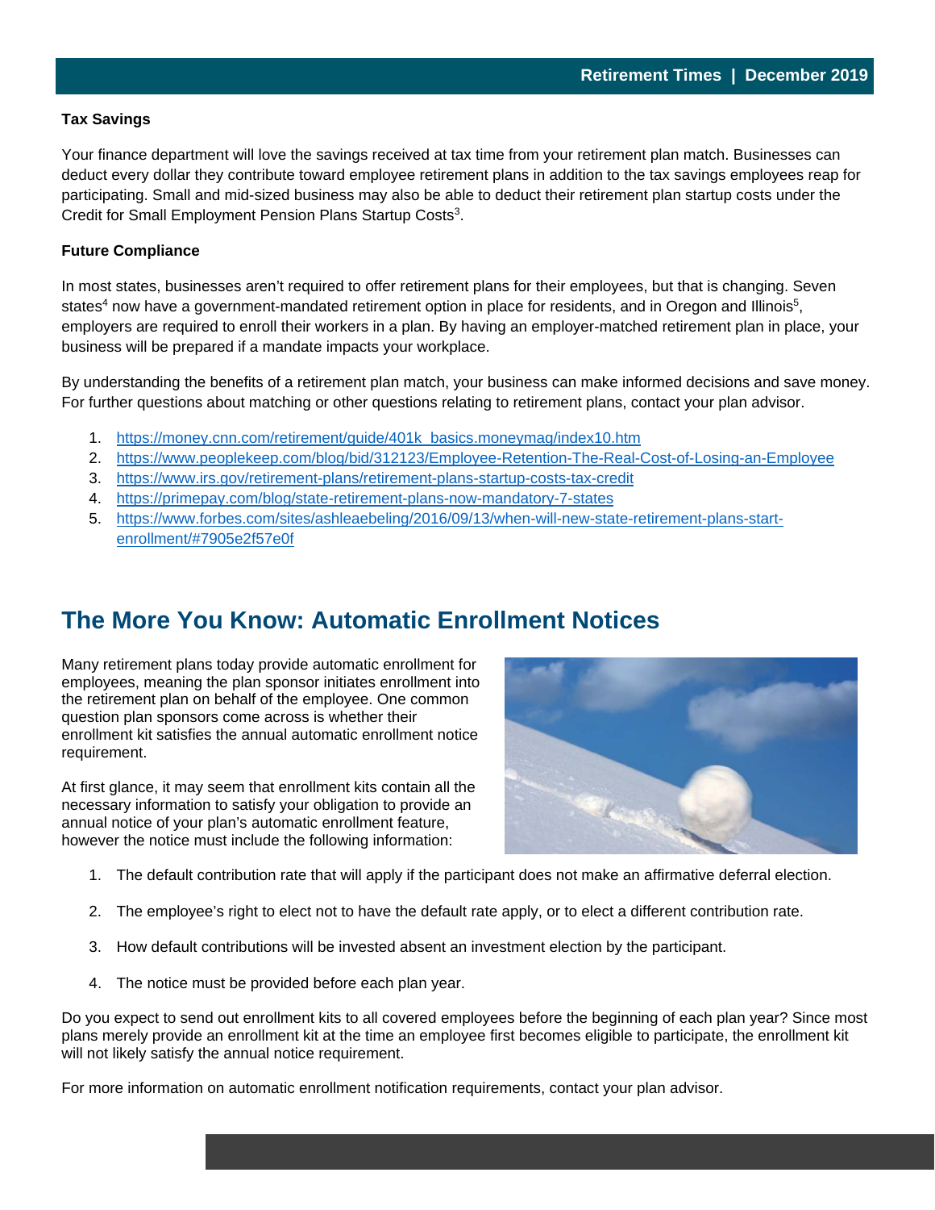**Tax Savings**

Your finance department will love the savings received at tax time from your retirement plan match. Businesses can deduct every dollar they contribute toward employee retirement plans in addition to the tax savings employees reap for participating. Small and mid-sized business may also be able to deduct their retirement plan startup costs under the Credit for Small Employment Pension Plans Startup Costs[3].

**Future Compliance**

In most states, businesses aren't required to offer retirement plans for their employees, but that is changing. Seven states[4] now have a government-mandated retirement option in place for residents, and in Oregon and Illinois[5], employers are required to enroll their workers in a plan. By having an employer-matched retirement plan in place, your business will be prepared if a mandate impacts your workplace.

By understanding the benefits of a retirement plan match, your business can make informed decisions and save money. For further questions about matching or other questions relating to retirement plans, contact your plan advisor.

1. https://money.cnn.com/retirement/guide/401k_basics.moneymag/index10.htm
2. https://www.peoplekeep.com/blog/bid/312123/Employee-Retention-The-Real-Cost-of-Losing-an-Employee
3. https://www.irs.gov/retirement-plans/retirement-plans-startup-costs-tax-credit
4. https://primepay.com/blog/state-retirement-plans-now-mandatory-7-states
5. https://www.forbes.com/sites/ashleaebeling/2016/09/13/when-will-new-state-retirement-plans-start-enrollment/#7905e2f57e0f

## The More You Know: Automatic Enrollment Notices

Many retirement plans today provide automatic enrollment for employees, meaning the plan sponsor initiates enrollment into the retirement plan on behalf of the employee. One common question plan sponsors come across is whether their enrollment kit satisfies the annual automatic enrollment notice requirement.

At first glance, it may seem that enrollment kits contain all the necessary information to satisfy your obligation to provide an annual notice of your plan's automatic enrollment feature, however the notice must include the following information:

1. The default contribution rate that will apply if the participant does not make an affirmative deferral election.
2. The employee's right to elect not to have the default rate apply, or to elect a different contribution rate.
3. How default contributions will be invested absent an investment election by the participant.
4. The notice must be provided before each plan year.

Do you expect to send out enrollment kits to all covered employees before the beginning of each plan year? Since most plans merely provide an enrollment kit at the time an employee first becomes eligible to participate, the enrollment kit will not likely satisfy the annual notice requirement.

For more information on automatic enrollment notification requirements, contact your plan advisor.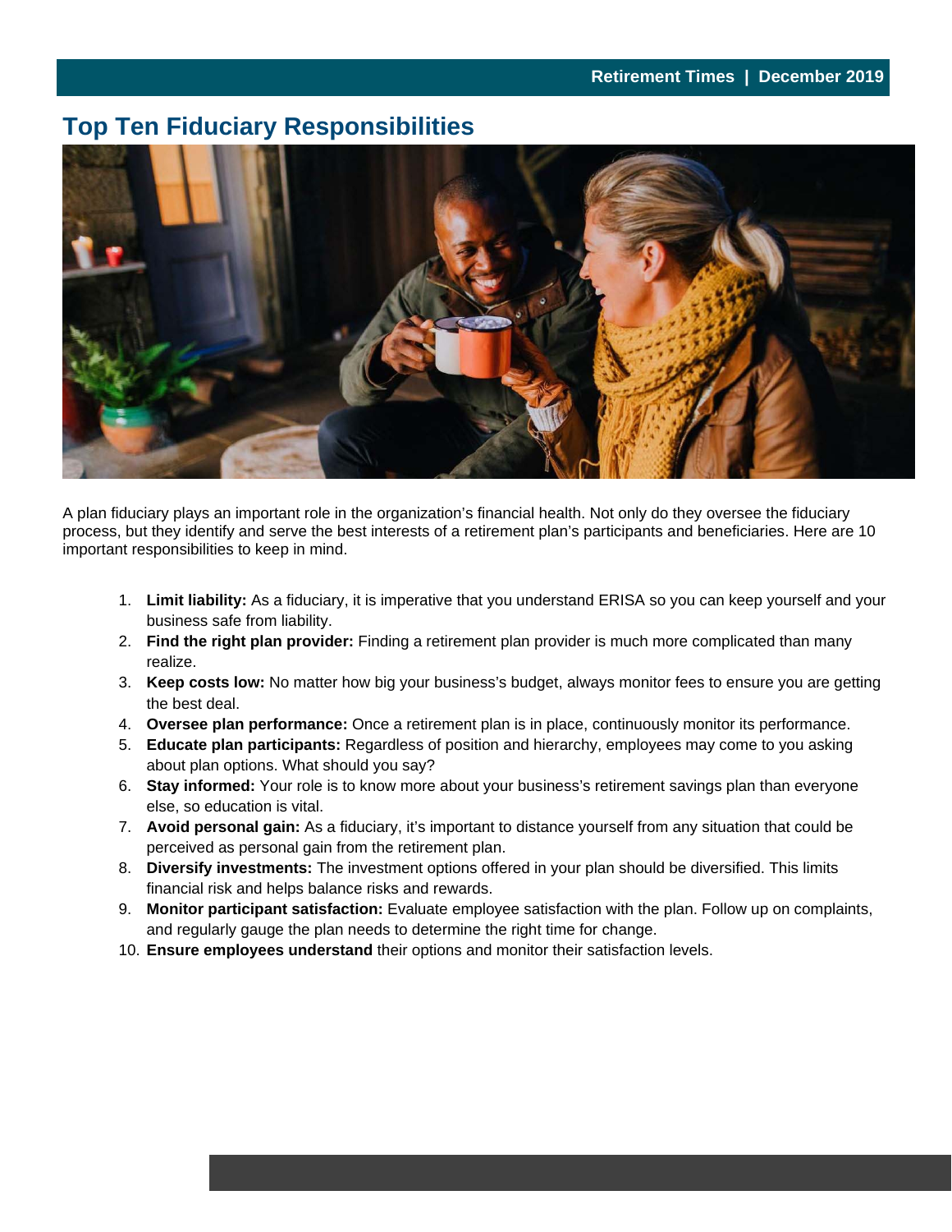# Top Ten Fiduciary Responsibilities

A plan fiduciary plays an important role in the organization's financial health. Not only do they oversee the fiduciary process, but they identify and serve the best interests of a retirement plan's participants and beneficiaries. Here are 10 important responsibilities to keep in mind.

1. **Limit liability:** As a fiduciary, it is imperative that you understand ERISA so you can keep yourself and your business safe from liability.
2. **Find the right plan provider:** Finding a retirement plan provider is much more complicated than many realize.
3. **Keep costs low:** No matter how big your business's budget, always monitor fees to ensure you are getting the best deal.
4. **Oversee plan performance:** Once a retirement plan is in place, continuously monitor its performance.
5. **Educate plan participants:** Regardless of position and hierarchy, employees may come to you asking about plan options. What should you say?
6. **Stay informed:** Your role is to know more about your business's retirement savings plan than everyone else, so education is vital.
7. **Avoid personal gain:** As a fiduciary, it's important to distance yourself from any situation that could be perceived as personal gain from the retirement plan.
8. **Diversify investments:** The investment options offered in your plan should be diversified. This limits financial risk and helps balance risks and rewards.
9. **Monitor participant satisfaction:** Evaluate employee satisfaction with the plan. Follow up on complaints, and regularly gauge the plan needs to determine the right time for change.
10. **Ensure employees understand** their options and monitor their satisfaction levels.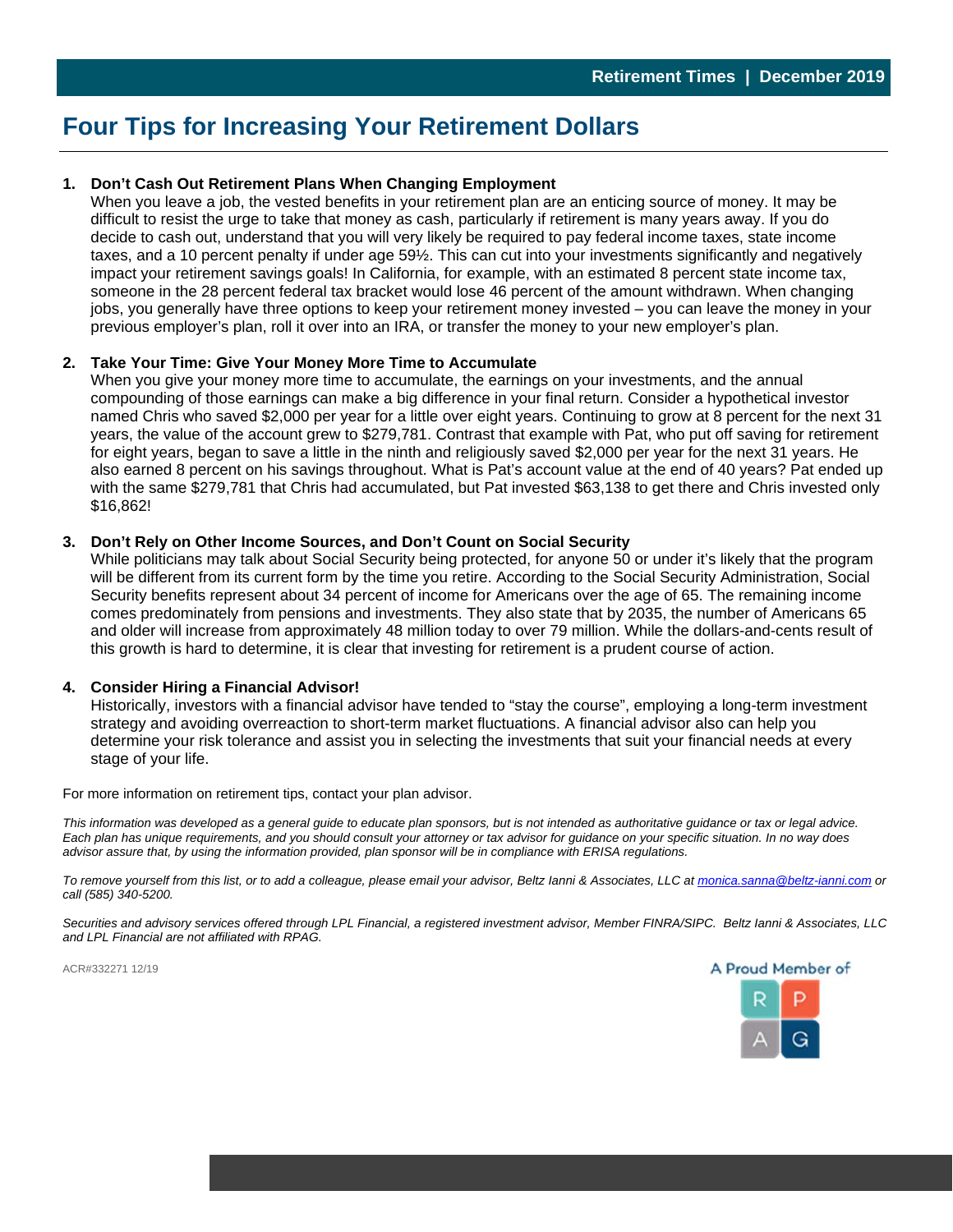# Four Tips for Increasing Your Retirement Dollars

1. **Don't Cash Out Retirement Plans When Changing Employment**
   When you leave a job, the vested benefits in your retirement plan are an enticing source of money. It may be difficult to resist the urge to take that money as cash, particularly if retirement is many years away. If you do decide to cash out, understand that you will very likely be required to pay federal income taxes, state income taxes, and a 10 percent penalty if under age 59½. This can cut into your investments significantly and negatively impact your retirement savings goals! In California, for example, with an estimated 8 percent state income tax, someone in the 28 percent federal tax bracket would lose 46 percent of the amount withdrawn. When changing jobs, you generally have three options to keep your retirement money invested – you can leave the money in your previous employer's plan, roll it over into an IRA, or transfer the money to your new employer's plan.

2. **Take Your Time: Give Your Money More Time to Accumulate**
   When you give your money more time to accumulate, the earnings on your investments, and the annual compounding of those earnings can make a big difference in your final return. Consider a hypothetical investor named Chris who saved $2,000 per year for a little over eight years. Continuing to grow at 8 percent for the next 31 years, the value of the account grew to $279,781. Contrast that example with Pat, who put off saving for retirement for eight years, began to save a little in the ninth and religiously saved $2,000 per year for the next 31 years. He also earned 8 percent on his savings throughout. What is Pat's account value at the end of 40 years? Pat ended up with the same $279,781 that Chris had accumulated, but Pat invested $63,138 to get there and Chris invested only $16,862!

3. **Don't Rely on Other Income Sources, and Don't Count on Social Security**
   While politicians may talk about Social Security being protected, for anyone 50 or under it's likely that the program will be different from its current form by the time you retire. According to the Social Security Administration, Social Security benefits represent about 34 percent of income for Americans over the age of 65. The remaining income comes predominately from pensions and investments. They also state that by 2035, the number of Americans 65 and older will increase from approximately 48 million today to over 79 million. While the dollars-and-cents result of this growth is hard to determine, it is clear that investing for retirement is a prudent course of action.

4. **Consider Hiring a Financial Advisor!**
   Historically, investors with a financial advisor have tended to "stay the course", employing a long-term investment strategy and avoiding overreaction to short-term market fluctuations. A financial advisor also can help you determine your risk tolerance and assist you in selecting the investments that suit your financial needs at every stage of your life.

For more information on retirement tips, contact your plan advisor.

*This information was developed as a general guide to educate plan sponsors, but is not intended as authoritative guidance or tax or legal advice. Each plan has unique requirements, and you should consult your attorney or tax advisor for guidance on your specific situation. In no way does advisor assure that, by using the information provided, plan sponsor will be in compliance with ERISA regulations.*

*To remove yourself from this list, or to add a colleague, please email your advisor, Beltz Ianni & Associates, LLC at monica.sanna@beltz-ianni.com or call (585) 340-5200.*

*Securities and advisory services offered through LPL Financial, a registered investment advisor, Member FINRA/SIPC. Beltz Ianni & Associates, LLC and LPL Financial are not affiliated with RPAG.*

ACR#332271 12/19

A Proud Member of RPAG